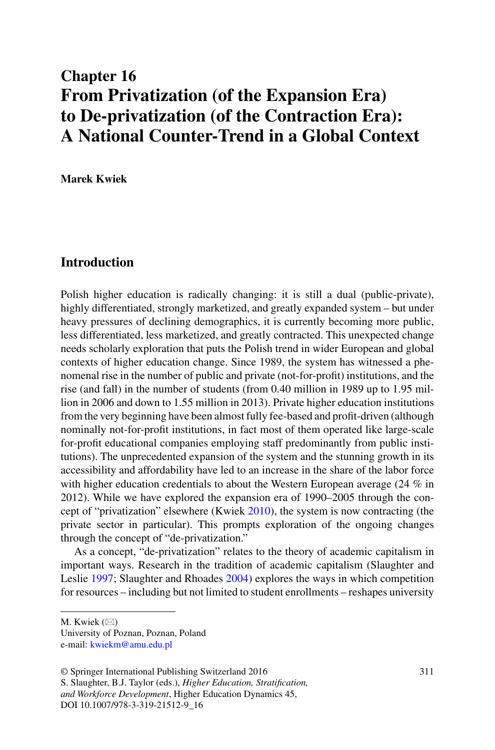# Chapter 16
# From Privatization (of the Expansion Era) to De-privatization (of the Contraction Era): A National Counter-Trend in a Global Context

**Marek Kwiek**

## Introduction

Polish higher education is radically changing: it is still a dual (public-private), highly differentiated, strongly marketized, and greatly expanded system – but under heavy pressures of declining demographics, it is currently becoming more public, less differentiated, less marketized, and greatly contracted. This unexpected change needs scholarly exploration that puts the Polish trend in wider European and global contexts of higher education change. Since 1989, the system has witnessed a phenomenal rise in the number of public and private (not-for-profit) institutions, and the rise (and fall) in the number of students (from 0.40 million in 1989 up to 1.95 million in 2006 and down to 1.55 million in 2013). Private higher education institutions from the very beginning have been almost fully fee-based and profit-driven (although nominally not-for-profit institutions, in fact most of them operated like large-scale for-profit educational companies employing staff predominantly from public institutions). The unprecedented expansion of the system and the stunning growth in its accessibility and affordability have led to an increase in the share of the labor force with higher education credentials to about the Western European average (24 % in 2012). While we have explored the expansion era of 1990–2005 through the concept of "privatization" elsewhere (Kwiek 2010), the system is now contracting (the private sector in particular). This prompts exploration of the ongoing changes through the concept of "de-privatization."

As a concept, "de-privatization" relates to the theory of academic capitalism in important ways. Research in the tradition of academic capitalism (Slaughter and Leslie 1997; Slaughter and Rhoades 2004) explores the ways in which competition for resources – including but not limited to student enrollments – reshapes university

---

M. Kwiek (✉)
University of Poznan, Poznan, Poland
e-mail: kwiekm@amu.edu.pl

© Springer International Publishing Switzerland 2016
S. Slaughter, B.J. Taylor (eds.), *Higher Education, Stratification, and Workforce Development*, Higher Education Dynamics 45,
DOI 10.1007/978-3-319-21512-9_16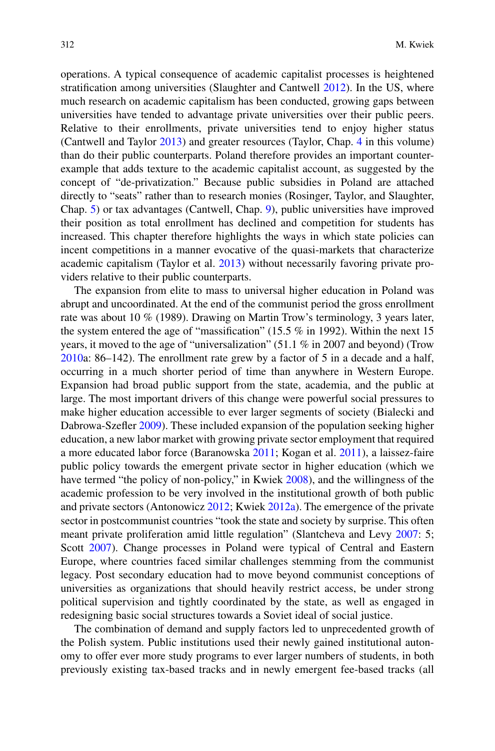operations. A typical consequence of academic capitalist processes is heightened stratification among universities (Slaughter and Cantwell 2012). In the US, where much research on academic capitalism has been conducted, growing gaps between universities have tended to advantage private universities over their public peers. Relative to their enrollments, private universities tend to enjoy higher status (Cantwell and Taylor 2013) and greater resources (Taylor, Chap. 4 in this volume) than do their public counterparts. Poland therefore provides an important counter-example that adds texture to the academic capitalist account, as suggested by the concept of "de-privatization." Because public subsidies in Poland are attached directly to "seats" rather than to research monies (Rosinger, Taylor, and Slaughter, Chap. 5) or tax advantages (Cantwell, Chap. 9), public universities have improved their position as total enrollment has declined and competition for students has increased. This chapter therefore highlights the ways in which state policies can incent competitions in a manner evocative of the quasi-markets that characterize academic capitalism (Taylor et al. 2013) without necessarily favoring private providers relative to their public counterparts.

The expansion from elite to mass to universal higher education in Poland was abrupt and uncoordinated. At the end of the communist period the gross enrollment rate was about 10 % (1989). Drawing on Martin Trow's terminology, 3 years later, the system entered the age of "massification" (15.5 % in 1992). Within the next 15 years, it moved to the age of "universalization" (51.1 % in 2007 and beyond) (Trow 2010a: 86–142). The enrollment rate grew by a factor of 5 in a decade and a half, occurring in a much shorter period of time than anywhere in Western Europe. Expansion had broad public support from the state, academia, and the public at large. The most important drivers of this change were powerful social pressures to make higher education accessible to ever larger segments of society (Bialecki and Dabrowa-Szefler 2009). These included expansion of the population seeking higher education, a new labor market with growing private sector employment that required a more educated labor force (Baranowska 2011; Kogan et al. 2011), a laissez-faire public policy towards the emergent private sector in higher education (which we have termed "the policy of non-policy," in Kwiek 2008), and the willingness of the academic profession to be very involved in the institutional growth of both public and private sectors (Antonowicz 2012; Kwiek 2012a). The emergence of the private sector in postcommunist countries "took the state and society by surprise. This often meant private proliferation amid little regulation" (Slantcheva and Levy 2007: 5; Scott 2007). Change processes in Poland were typical of Central and Eastern Europe, where countries faced similar challenges stemming from the communist legacy. Post secondary education had to move beyond communist conceptions of universities as organizations that should heavily restrict access, be under strong political supervision and tightly coordinated by the state, as well as engaged in redesigning basic social structures towards a Soviet ideal of social justice.

The combination of demand and supply factors led to unprecedented growth of the Polish system. Public institutions used their newly gained institutional autonomy to offer ever more study programs to ever larger numbers of students, in both previously existing tax-based tracks and in newly emergent fee-based tracks (all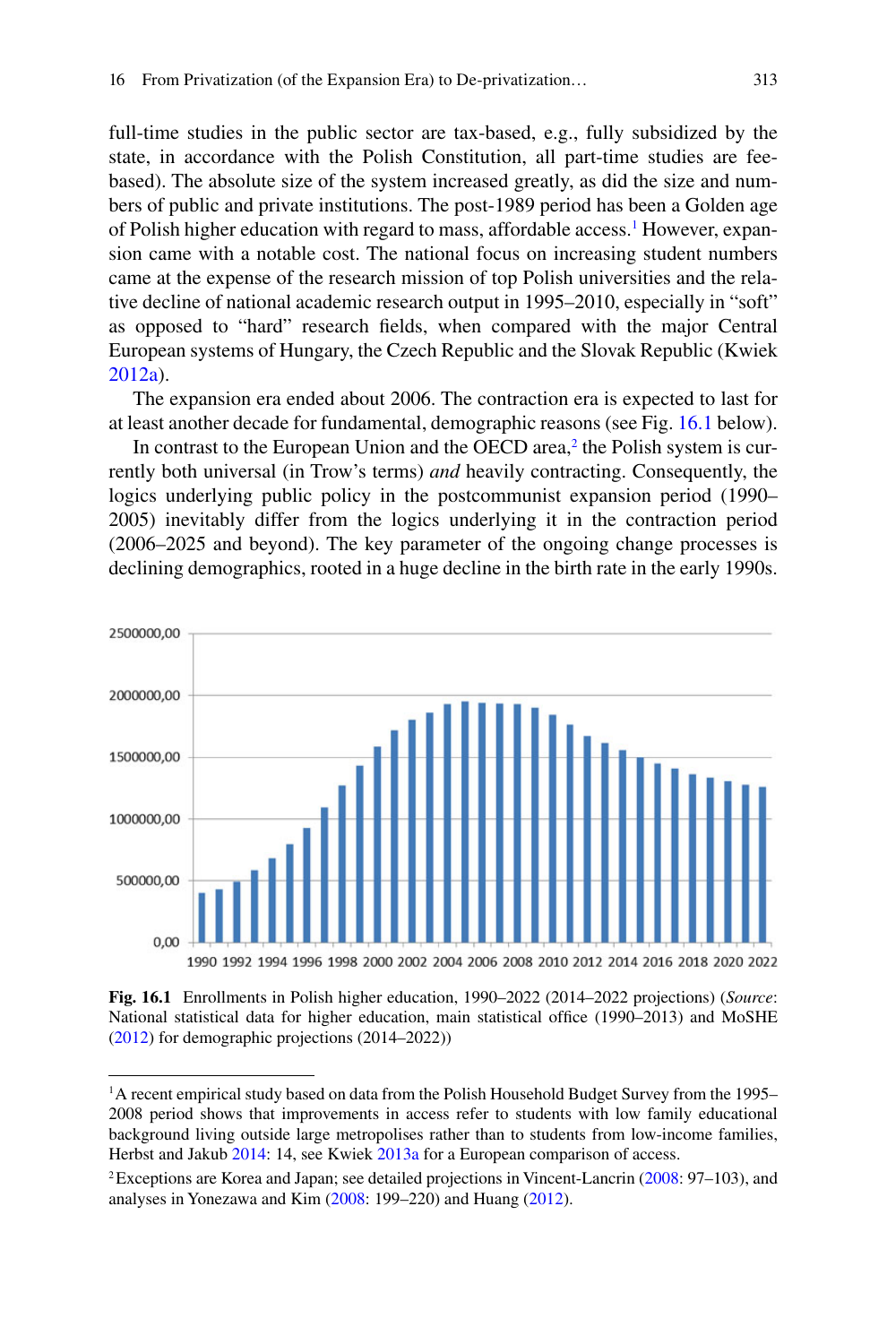full-time studies in the public sector are tax-based, e.g., fully subsidized by the state, in accordance with the Polish Constitution, all part-time studies are fee-based). The absolute size of the system increased greatly, as did the size and numbers of public and private institutions. The post-1989 period has been a Golden age of Polish higher education with regard to mass, affordable access.[1] However, expansion came with a notable cost. The national focus on increasing student numbers came at the expense of the research mission of top Polish universities and the relative decline of national academic research output in 1995–2010, especially in "soft" as opposed to "hard" research fields, when compared with the major Central European systems of Hungary, the Czech Republic and the Slovak Republic (Kwiek 2012a).

The expansion era ended about 2006. The contraction era is expected to last for at least another decade for fundamental, demographic reasons (see Fig. 16.1 below).

In contrast to the European Union and the OECD area,[2] the Polish system is currently both universal (in Trow's terms) *and* heavily contracting. Consequently, the logics underlying public policy in the postcommunist expansion period (1990–2005) inevitably differ from the logics underlying it in the contraction period (2006–2025 and beyond). The key parameter of the ongoing change processes is declining demographics, rooted in a huge decline in the birth rate in the early 1990s.

**Fig. 16.1** Enrollments in Polish higher education, 1990–2022 (2014–2022 projections) (*Source*: National statistical data for higher education, main statistical office (1990–2013) and MoSHE (2012) for demographic projections (2014–2022))

---

[1] A recent empirical study based on data from the Polish Household Budget Survey from the 1995–2008 period shows that improvements in access refer to students with low family educational background living outside large metropolises rather than to students from low-income families, Herbst and Jakub 2014: 14, see Kwiek 2013a for a European comparison of access.

[2] Exceptions are Korea and Japan; see detailed projections in Vincent-Lancrin (2008: 97–103), and analyses in Yonezawa and Kim (2008: 199–220) and Huang (2012).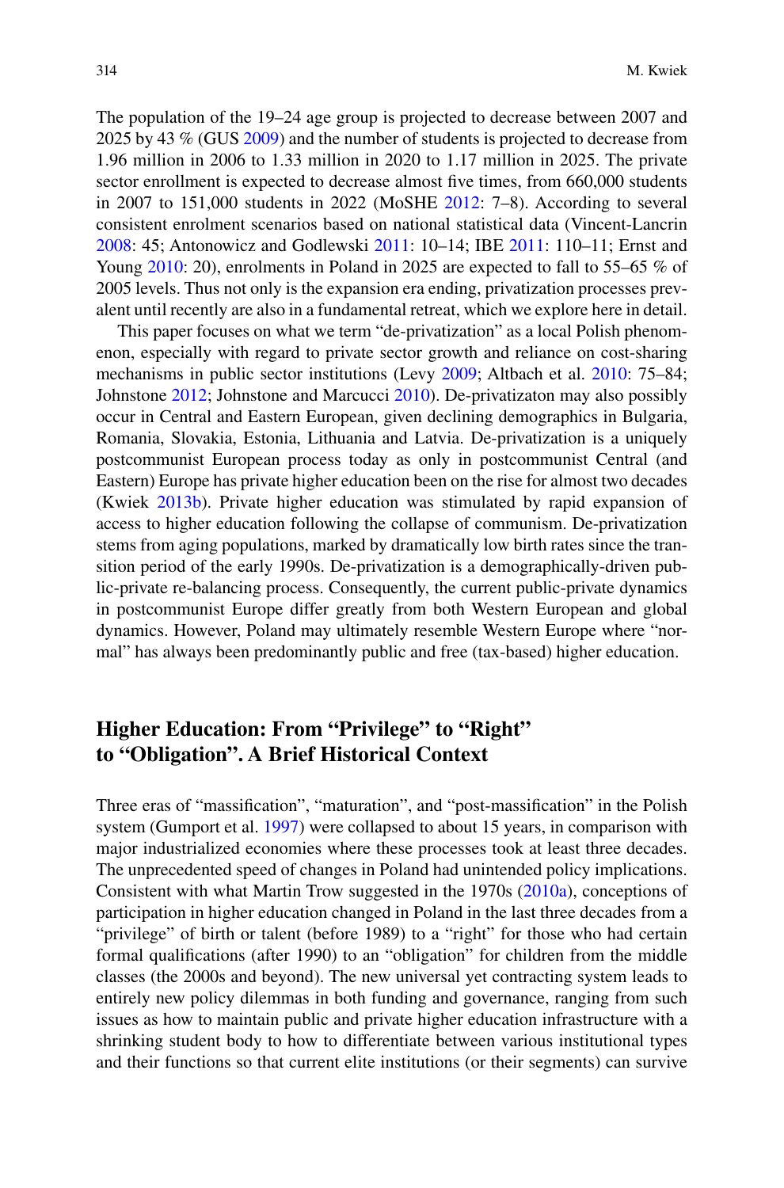The population of the 19–24 age group is projected to decrease between 2007 and 2025 by 43 % (GUS 2009) and the number of students is projected to decrease from 1.96 million in 2006 to 1.33 million in 2020 to 1.17 million in 2025. The private sector enrollment is expected to decrease almost five times, from 660,000 students in 2007 to 151,000 students in 2022 (MoSHE 2012: 7–8). According to several consistent enrolment scenarios based on national statistical data (Vincent-Lancrin 2008: 45; Antonowicz and Godlewski 2011: 10–14; IBE 2011: 110–11; Ernst and Young 2010: 20), enrolments in Poland in 2025 are expected to fall to 55–65 % of 2005 levels. Thus not only is the expansion era ending, privatization processes prevalent until recently are also in a fundamental retreat, which we explore here in detail.

This paper focuses on what we term "de-privatization" as a local Polish phenomenon, especially with regard to private sector growth and reliance on cost-sharing mechanisms in public sector institutions (Levy 2009; Altbach et al. 2010: 75–84; Johnstone 2012; Johnstone and Marcucci 2010). De-privatizaton may also possibly occur in Central and Eastern European, given declining demographics in Bulgaria, Romania, Slovakia, Estonia, Lithuania and Latvia. De-privatization is a uniquely postcommunist European process today as only in postcommunist Central (and Eastern) Europe has private higher education been on the rise for almost two decades (Kwiek 2013b). Private higher education was stimulated by rapid expansion of access to higher education following the collapse of communism. De-privatization stems from aging populations, marked by dramatically low birth rates since the transition period of the early 1990s. De-privatization is a demographically-driven public-private re-balancing process. Consequently, the current public-private dynamics in postcommunist Europe differ greatly from both Western European and global dynamics. However, Poland may ultimately resemble Western Europe where "normal" has always been predominantly public and free (tax-based) higher education.

## Higher Education: From "Privilege" to "Right" to "Obligation". A Brief Historical Context

Three eras of "massification", "maturation", and "post-massification" in the Polish system (Gumport et al. 1997) were collapsed to about 15 years, in comparison with major industrialized economies where these processes took at least three decades. The unprecedented speed of changes in Poland had unintended policy implications. Consistent with what Martin Trow suggested in the 1970s (2010a), conceptions of participation in higher education changed in Poland in the last three decades from a "privilege" of birth or talent (before 1989) to a "right" for those who had certain formal qualifications (after 1990) to an "obligation" for children from the middle classes (the 2000s and beyond). The new universal yet contracting system leads to entirely new policy dilemmas in both funding and governance, ranging from such issues as how to maintain public and private higher education infrastructure with a shrinking student body to how to differentiate between various institutional types and their functions so that current elite institutions (or their segments) can survive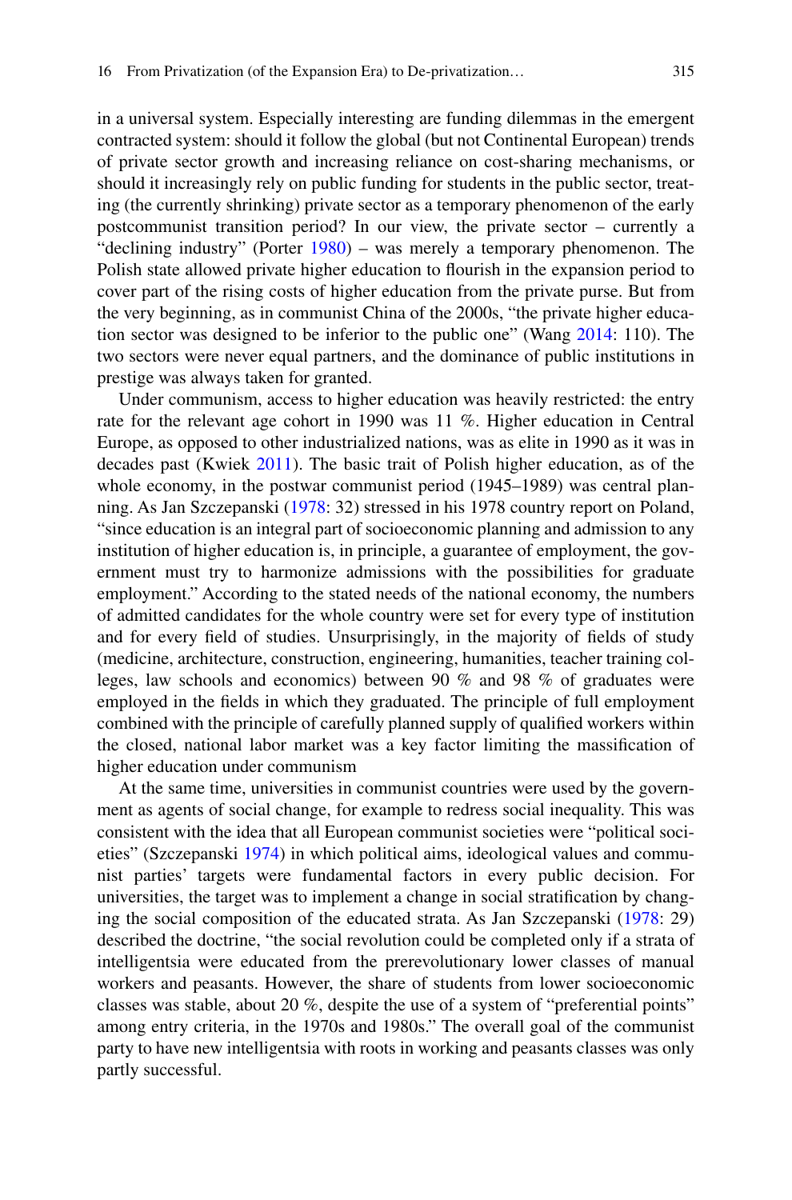in a universal system. Especially interesting are funding dilemmas in the emergent contracted system: should it follow the global (but not Continental European) trends of private sector growth and increasing reliance on cost-sharing mechanisms, or should it increasingly rely on public funding for students in the public sector, treating (the currently shrinking) private sector as a temporary phenomenon of the early postcommunist transition period? In our view, the private sector – currently a "declining industry" (Porter 1980) – was merely a temporary phenomenon. The Polish state allowed private higher education to flourish in the expansion period to cover part of the rising costs of higher education from the private purse. But from the very beginning, as in communist China of the 2000s, "the private higher education sector was designed to be inferior to the public one" (Wang 2014: 110). The two sectors were never equal partners, and the dominance of public institutions in prestige was always taken for granted.

Under communism, access to higher education was heavily restricted: the entry rate for the relevant age cohort in 1990 was 11 %. Higher education in Central Europe, as opposed to other industrialized nations, was as elite in 1990 as it was in decades past (Kwiek 2011). The basic trait of Polish higher education, as of the whole economy, in the postwar communist period (1945–1989) was central planning. As Jan Szczepanski (1978: 32) stressed in his 1978 country report on Poland, "since education is an integral part of socioeconomic planning and admission to any institution of higher education is, in principle, a guarantee of employment, the government must try to harmonize admissions with the possibilities for graduate employment." According to the stated needs of the national economy, the numbers of admitted candidates for the whole country were set for every type of institution and for every field of studies. Unsurprisingly, in the majority of fields of study (medicine, architecture, construction, engineering, humanities, teacher training colleges, law schools and economics) between 90 % and 98 % of graduates were employed in the fields in which they graduated. The principle of full employment combined with the principle of carefully planned supply of qualified workers within the closed, national labor market was a key factor limiting the massification of higher education under communism

At the same time, universities in communist countries were used by the government as agents of social change, for example to redress social inequality. This was consistent with the idea that all European communist societies were "political societies" (Szczepanski 1974) in which political aims, ideological values and communist parties' targets were fundamental factors in every public decision. For universities, the target was to implement a change in social stratification by changing the social composition of the educated strata. As Jan Szczepanski (1978: 29) described the doctrine, "the social revolution could be completed only if a strata of intelligentsia were educated from the prerevolutionary lower classes of manual workers and peasants. However, the share of students from lower socioeconomic classes was stable, about 20 %, despite the use of a system of "preferential points" among entry criteria, in the 1970s and 1980s." The overall goal of the communist party to have new intelligentsia with roots in working and peasants classes was only partly successful.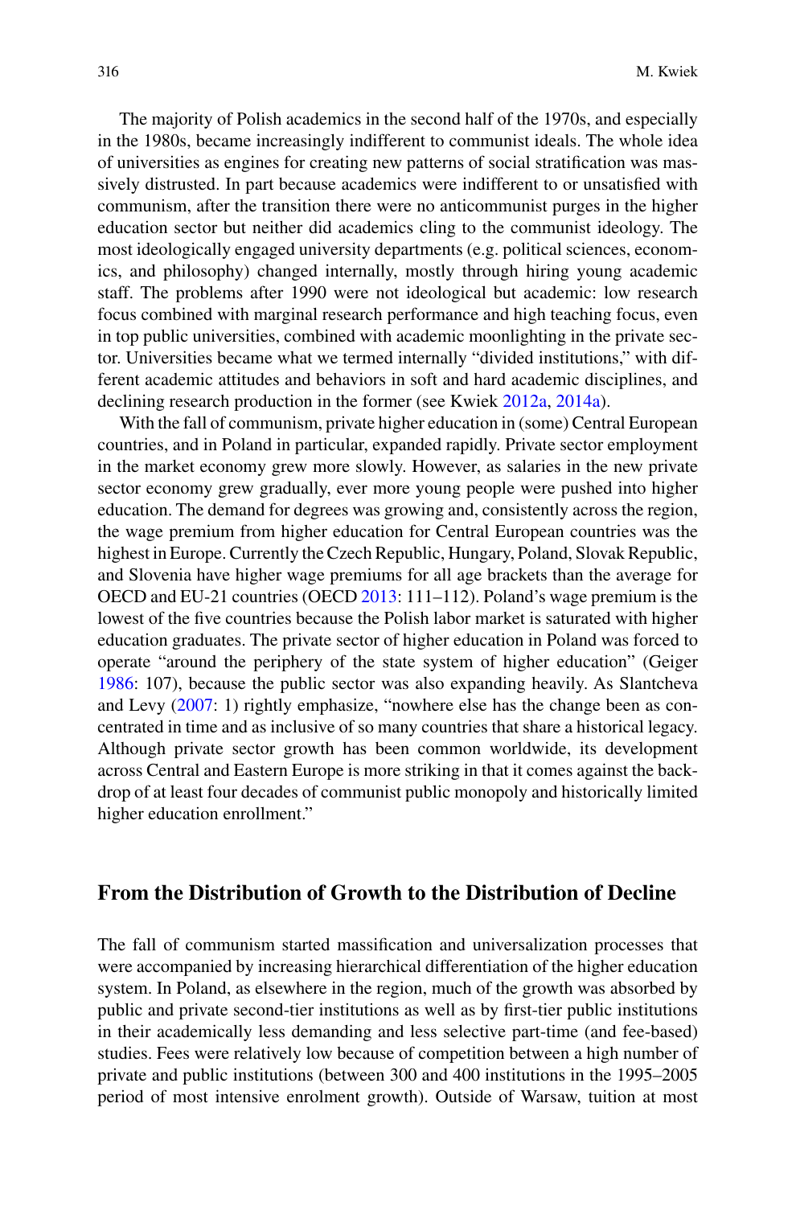The majority of Polish academics in the second half of the 1970s, and especially in the 1980s, became increasingly indifferent to communist ideals. The whole idea of universities as engines for creating new patterns of social stratification was massively distrusted. In part because academics were indifferent to or unsatisfied with communism, after the transition there were no anticommunist purges in the higher education sector but neither did academics cling to the communist ideology. The most ideologically engaged university departments (e.g. political sciences, economics, and philosophy) changed internally, mostly through hiring young academic staff. The problems after 1990 were not ideological but academic: low research focus combined with marginal research performance and high teaching focus, even in top public universities, combined with academic moonlighting in the private sector. Universities became what we termed internally "divided institutions," with different academic attitudes and behaviors in soft and hard academic disciplines, and declining research production in the former (see Kwiek 2012a, 2014a).

With the fall of communism, private higher education in (some) Central European countries, and in Poland in particular, expanded rapidly. Private sector employment in the market economy grew more slowly. However, as salaries in the new private sector economy grew gradually, ever more young people were pushed into higher education. The demand for degrees was growing and, consistently across the region, the wage premium from higher education for Central European countries was the highest in Europe. Currently the Czech Republic, Hungary, Poland, Slovak Republic, and Slovenia have higher wage premiums for all age brackets than the average for OECD and EU-21 countries (OECD 2013: 111–112). Poland's wage premium is the lowest of the five countries because the Polish labor market is saturated with higher education graduates. The private sector of higher education in Poland was forced to operate "around the periphery of the state system of higher education" (Geiger 1986: 107), because the public sector was also expanding heavily. As Slantcheva and Levy (2007: 1) rightly emphasize, "nowhere else has the change been as concentrated in time and as inclusive of so many countries that share a historical legacy. Although private sector growth has been common worldwide, its development across Central and Eastern Europe is more striking in that it comes against the backdrop of at least four decades of communist public monopoly and historically limited higher education enrollment."

## From the Distribution of Growth to the Distribution of Decline

The fall of communism started massification and universalization processes that were accompanied by increasing hierarchical differentiation of the higher education system. In Poland, as elsewhere in the region, much of the growth was absorbed by public and private second-tier institutions as well as by first-tier public institutions in their academically less demanding and less selective part-time (and fee-based) studies. Fees were relatively low because of competition between a high number of private and public institutions (between 300 and 400 institutions in the 1995–2005 period of most intensive enrolment growth). Outside of Warsaw, tuition at most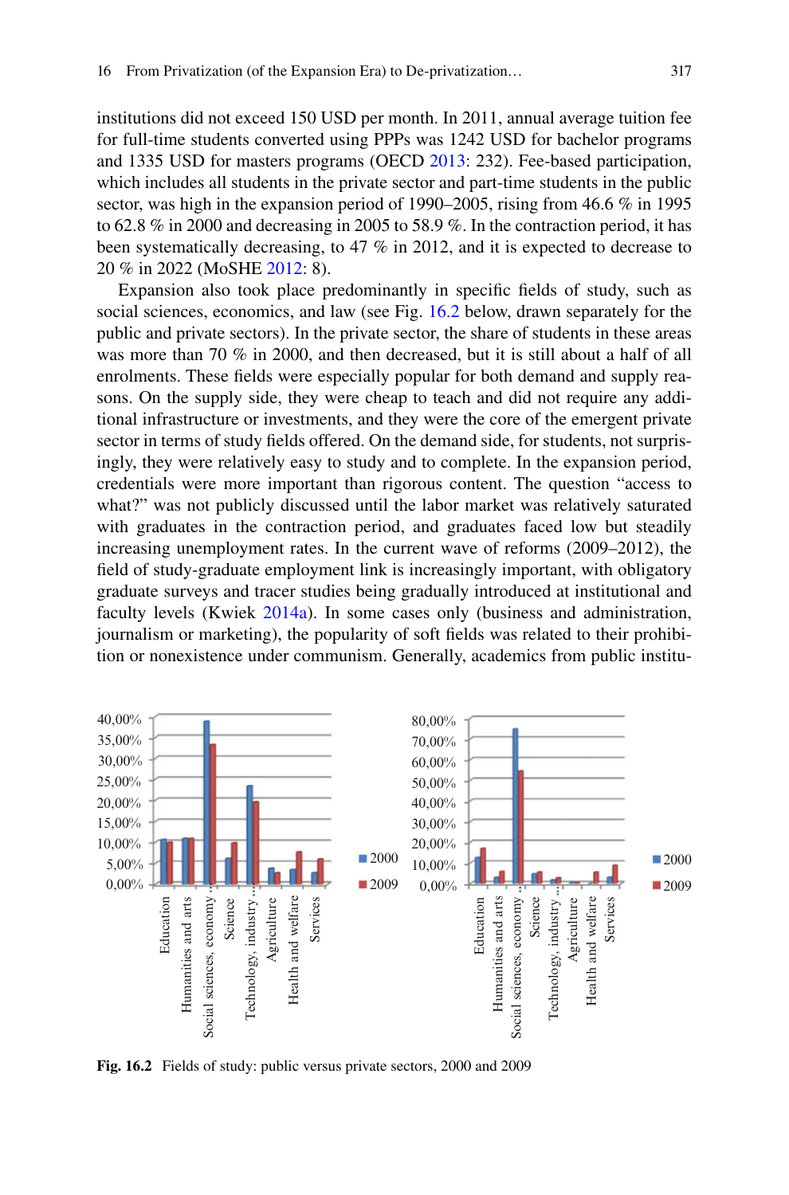institutions did not exceed 150 USD per month. In 2011, annual average tuition fee for full-time students converted using PPPs was 1242 USD for bachelor programs and 1335 USD for masters programs (OECD 2013: 232). Fee-based participation, which includes all students in the private sector and part-time students in the public sector, was high in the expansion period of 1990–2005, rising from 46.6 % in 1995 to 62.8 % in 2000 and decreasing in 2005 to 58.9 %. In the contraction period, it has been systematically decreasing, to 47 % in 2012, and it is expected to decrease to 20 % in 2022 (MoSHE 2012: 8).

Expansion also took place predominantly in specific fields of study, such as social sciences, economics, and law (see Fig. 16.2 below, drawn separately for the public and private sectors). In the private sector, the share of students in these areas was more than 70 % in 2000, and then decreased, but it is still about a half of all enrolments. These fields were especially popular for both demand and supply reasons. On the supply side, they were cheap to teach and did not require any additional infrastructure or investments, and they were the core of the emergent private sector in terms of study fields offered. On the demand side, for students, not surprisingly, they were relatively easy to study and to complete. In the expansion period, credentials were more important than rigorous content. The question "access to what?" was not publicly discussed until the labor market was relatively saturated with graduates in the contraction period, and graduates faced low but steadily increasing unemployment rates. In the current wave of reforms (2009–2012), the field of study-graduate employment link is increasingly important, with obligatory graduate surveys and tracer studies being gradually introduced at institutional and faculty levels (Kwiek 2014a). In some cases only (business and administration, journalism or marketing), the popularity of soft fields was related to their prohibition or nonexistence under communism. Generally, academics from public institu-

**Fig. 16.2** Fields of study: public versus private sectors, 2000 and 2009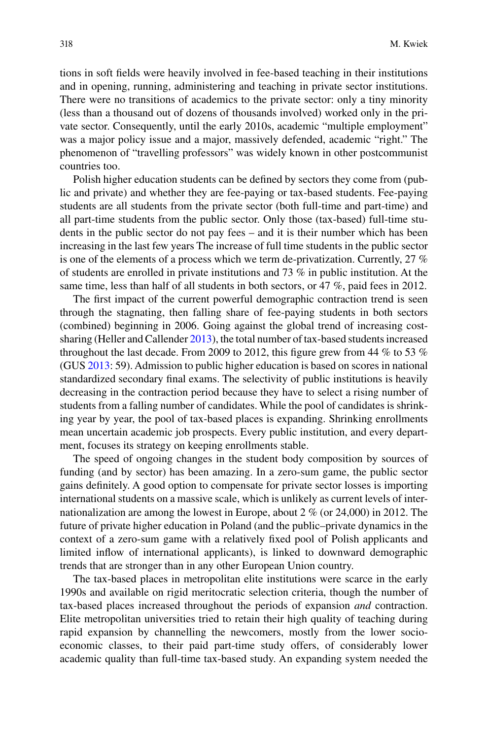tions in soft fields were heavily involved in fee-based teaching in their institutions and in opening, running, administering and teaching in private sector institutions. There were no transitions of academics to the private sector: only a tiny minority (less than a thousand out of dozens of thousands involved) worked only in the private sector. Consequently, until the early 2010s, academic "multiple employment" was a major policy issue and a major, massively defended, academic "right." The phenomenon of "travelling professors" was widely known in other postcommunist countries too.

Polish higher education students can be defined by sectors they come from (public and private) and whether they are fee-paying or tax-based students. Fee-paying students are all students from the private sector (both full-time and part-time) and all part-time students from the public sector. Only those (tax-based) full-time students in the public sector do not pay fees – and it is their number which has been increasing in the last few years The increase of full time students in the public sector is one of the elements of a process which we term de-privatization. Currently, 27 % of students are enrolled in private institutions and 73 % in public institution. At the same time, less than half of all students in both sectors, or 47 %, paid fees in 2012.

The first impact of the current powerful demographic contraction trend is seen through the stagnating, then falling share of fee-paying students in both sectors (combined) beginning in 2006. Going against the global trend of increasing cost-sharing (Heller and Callender 2013), the total number of tax-based students increased throughout the last decade. From 2009 to 2012, this figure grew from 44 % to 53 % (GUS 2013: 59). Admission to public higher education is based on scores in national standardized secondary final exams. The selectivity of public institutions is heavily decreasing in the contraction period because they have to select a rising number of students from a falling number of candidates. While the pool of candidates is shrinking year by year, the pool of tax-based places is expanding. Shrinking enrollments mean uncertain academic job prospects. Every public institution, and every department, focuses its strategy on keeping enrollments stable.

The speed of ongoing changes in the student body composition by sources of funding (and by sector) has been amazing. In a zero-sum game, the public sector gains definitely. A good option to compensate for private sector losses is importing international students on a massive scale, which is unlikely as current levels of internationalization are among the lowest in Europe, about 2 % (or 24,000) in 2012. The future of private higher education in Poland (and the public–private dynamics in the context of a zero-sum game with a relatively fixed pool of Polish applicants and limited inflow of international applicants), is linked to downward demographic trends that are stronger than in any other European Union country.

The tax-based places in metropolitan elite institutions were scarce in the early 1990s and available on rigid meritocratic selection criteria, though the number of tax-based places increased throughout the periods of expansion *and* contraction. Elite metropolitan universities tried to retain their high quality of teaching during rapid expansion by channelling the newcomers, mostly from the lower socio-economic classes, to their paid part-time study offers, of considerably lower academic quality than full-time tax-based study. An expanding system needed the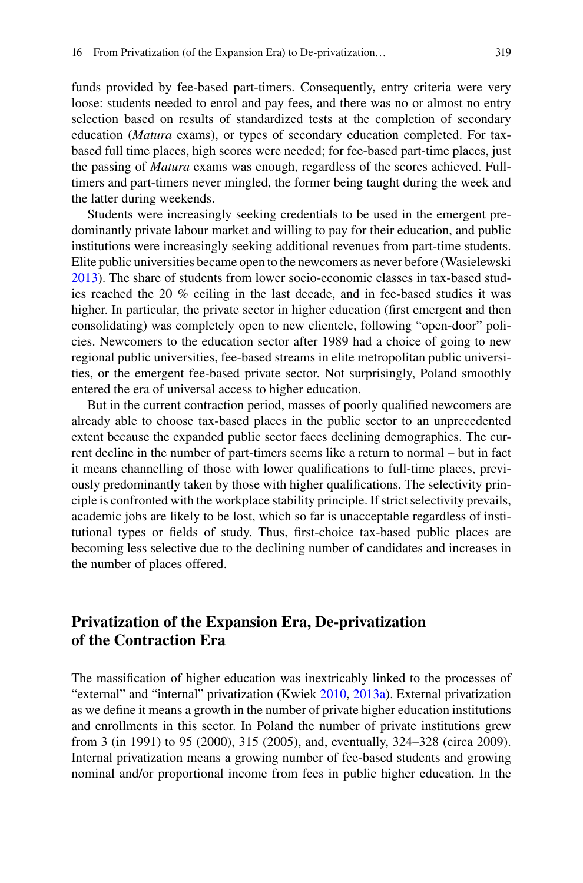funds provided by fee-based part-timers. Consequently, entry criteria were very loose: students needed to enrol and pay fees, and there was no or almost no entry selection based on results of standardized tests at the completion of secondary education (*Matura* exams), or types of secondary education completed. For tax-based full time places, high scores were needed; for fee-based part-time places, just the passing of *Matura* exams was enough, regardless of the scores achieved. Full-timers and part-timers never mingled, the former being taught during the week and the latter during weekends.

Students were increasingly seeking credentials to be used in the emergent predominantly private labour market and willing to pay for their education, and public institutions were increasingly seeking additional revenues from part-time students. Elite public universities became open to the newcomers as never before (Wasielewski 2013). The share of students from lower socio-economic classes in tax-based studies reached the 20 % ceiling in the last decade, and in fee-based studies it was higher. In particular, the private sector in higher education (first emergent and then consolidating) was completely open to new clientele, following "open-door" policies. Newcomers to the education sector after 1989 had a choice of going to new regional public universities, fee-based streams in elite metropolitan public universities, or the emergent fee-based private sector. Not surprisingly, Poland smoothly entered the era of universal access to higher education.

But in the current contraction period, masses of poorly qualified newcomers are already able to choose tax-based places in the public sector to an unprecedented extent because the expanded public sector faces declining demographics. The current decline in the number of part-timers seems like a return to normal – but in fact it means channelling of those with lower qualifications to full-time places, previously predominantly taken by those with higher qualifications. The selectivity principle is confronted with the workplace stability principle. If strict selectivity prevails, academic jobs are likely to be lost, which so far is unacceptable regardless of institutional types or fields of study. Thus, first-choice tax-based public places are becoming less selective due to the declining number of candidates and increases in the number of places offered.

## Privatization of the Expansion Era, De-privatization of the Contraction Era

The massification of higher education was inextricably linked to the processes of "external" and "internal" privatization (Kwiek 2010, 2013a). External privatization as we define it means a growth in the number of private higher education institutions and enrollments in this sector. In Poland the number of private institutions grew from 3 (in 1991) to 95 (2000), 315 (2005), and, eventually, 324–328 (circa 2009). Internal privatization means a growing number of fee-based students and growing nominal and/or proportional income from fees in public higher education. In the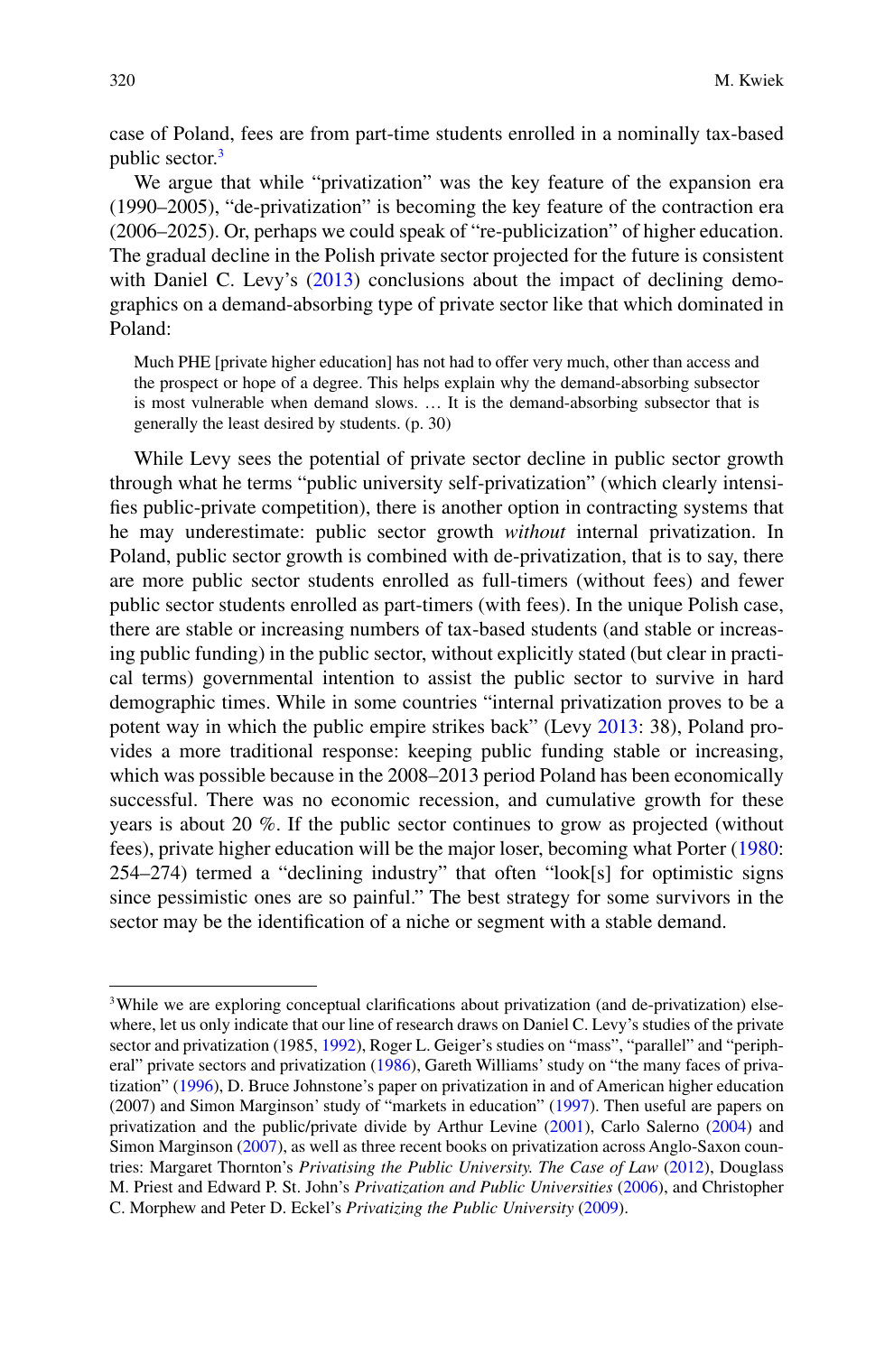case of Poland, fees are from part-time students enrolled in a nominally tax-based public sector.[3]

We argue that while "privatization" was the key feature of the expansion era (1990–2005), "de-privatization" is becoming the key feature of the contraction era (2006–2025). Or, perhaps we could speak of "re-publicization" of higher education. The gradual decline in the Polish private sector projected for the future is consistent with Daniel C. Levy's (2013) conclusions about the impact of declining demographics on a demand-absorbing type of private sector like that which dominated in Poland:

> Much PHE [private higher education] has not had to offer very much, other than access and the prospect or hope of a degree. This helps explain why the demand-absorbing subsector is most vulnerable when demand slows. … It is the demand-absorbing subsector that is generally the least desired by students. (p. 30)

While Levy sees the potential of private sector decline in public sector growth through what he terms "public university self-privatization" (which clearly intensifies public-private competition), there is another option in contracting systems that he may underestimate: public sector growth *without* internal privatization. In Poland, public sector growth is combined with de-privatization, that is to say, there are more public sector students enrolled as full-timers (without fees) and fewer public sector students enrolled as part-timers (with fees). In the unique Polish case, there are stable or increasing numbers of tax-based students (and stable or increasing public funding) in the public sector, without explicitly stated (but clear in practical terms) governmental intention to assist the public sector to survive in hard demographic times. While in some countries "internal privatization proves to be a potent way in which the public empire strikes back" (Levy 2013: 38), Poland provides a more traditional response: keeping public funding stable or increasing, which was possible because in the 2008–2013 period Poland has been economically successful. There was no economic recession, and cumulative growth for these years is about 20 %. If the public sector continues to grow as projected (without fees), private higher education will be the major loser, becoming what Porter (1980: 254–274) termed a "declining industry" that often "look[s] for optimistic signs since pessimistic ones are so painful." The best strategy for some survivors in the sector may be the identification of a niche or segment with a stable demand.

---

[3] While we are exploring conceptual clarifications about privatization (and de-privatization) elsewhere, let us only indicate that our line of research draws on Daniel C. Levy's studies of the private sector and privatization (1985, 1992), Roger L. Geiger's studies on "mass", "parallel" and "peripheral" private sectors and privatization (1986), Gareth Williams' study on "the many faces of privatization" (1996), D. Bruce Johnstone's paper on privatization in and of American higher education (2007) and Simon Marginson' study of "markets in education" (1997). Then useful are papers on privatization and the public/private divide by Arthur Levine (2001), Carlo Salerno (2004) and Simon Marginson (2007), as well as three recent books on privatization across Anglo-Saxon countries: Margaret Thornton's *Privatising the Public University. The Case of Law* (2012), Douglass M. Priest and Edward P. St. John's *Privatization and Public Universities* (2006), and Christopher C. Morphew and Peter D. Eckel's *Privatizing the Public University* (2009).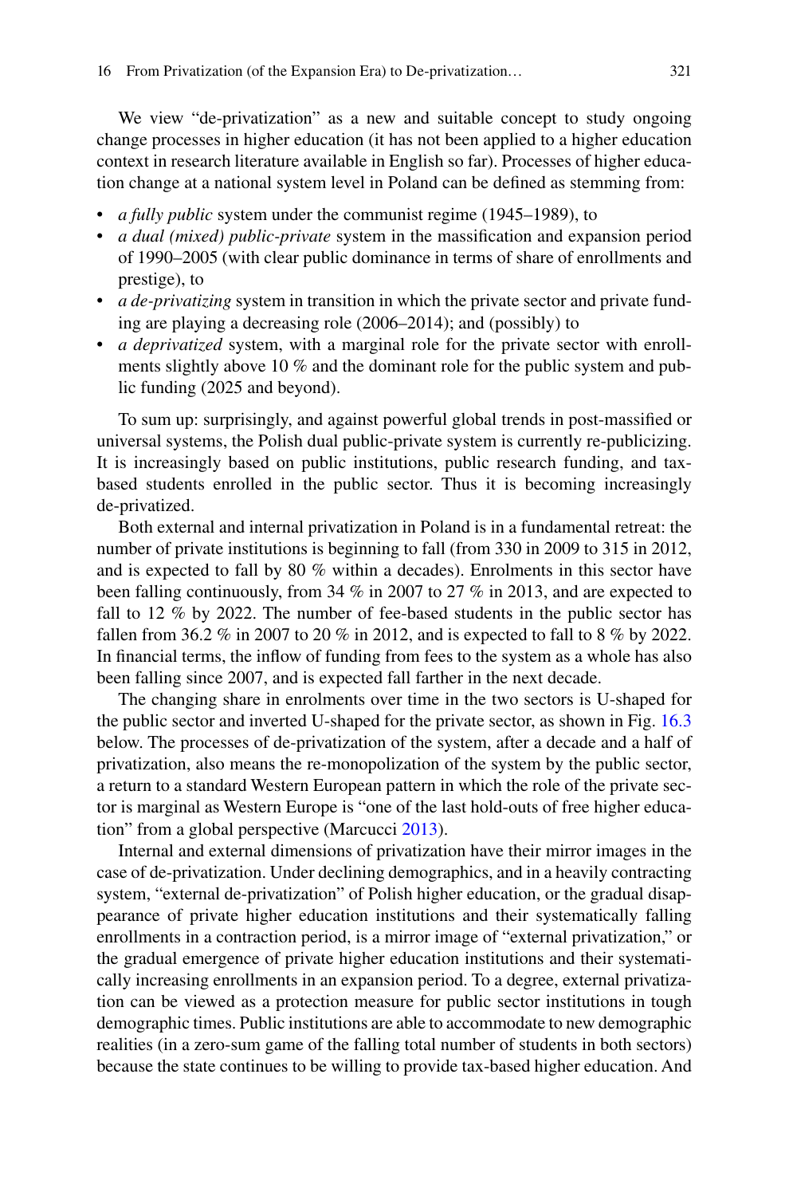We view "de-privatization" as a new and suitable concept to study ongoing change processes in higher education (it has not been applied to a higher education context in research literature available in English so far). Processes of higher education change at a national system level in Poland can be defined as stemming from:

- *a fully public* system under the communist regime (1945–1989), to
- *a dual (mixed) public-private* system in the massification and expansion period of 1990–2005 (with clear public dominance in terms of share of enrollments and prestige), to
- *a de-privatizing* system in transition in which the private sector and private funding are playing a decreasing role (2006–2014); and (possibly) to
- *a deprivatized* system, with a marginal role for the private sector with enrollments slightly above 10 % and the dominant role for the public system and public funding (2025 and beyond).

To sum up: surprisingly, and against powerful global trends in post-massified or universal systems, the Polish dual public-private system is currently re-publicizing. It is increasingly based on public institutions, public research funding, and tax-based students enrolled in the public sector. Thus it is becoming increasingly de-privatized.

Both external and internal privatization in Poland is in a fundamental retreat: the number of private institutions is beginning to fall (from 330 in 2009 to 315 in 2012, and is expected to fall by 80 % within a decades). Enrolments in this sector have been falling continuously, from 34 % in 2007 to 27 % in 2013, and are expected to fall to 12 % by 2022. The number of fee-based students in the public sector has fallen from 36.2 % in 2007 to 20 % in 2012, and is expected to fall to 8 % by 2022. In financial terms, the inflow of funding from fees to the system as a whole has also been falling since 2007, and is expected fall farther in the next decade.

The changing share in enrolments over time in the two sectors is U-shaped for the public sector and inverted U-shaped for the private sector, as shown in Fig. 16.3 below. The processes of de-privatization of the system, after a decade and a half of privatization, also means the re-monopolization of the system by the public sector, a return to a standard Western European pattern in which the role of the private sector is marginal as Western Europe is "one of the last hold-outs of free higher education" from a global perspective (Marcucci 2013).

Internal and external dimensions of privatization have their mirror images in the case of de-privatization. Under declining demographics, and in a heavily contracting system, "external de-privatization" of Polish higher education, or the gradual disappearance of private higher education institutions and their systematically falling enrollments in a contraction period, is a mirror image of "external privatization," or the gradual emergence of private higher education institutions and their systematically increasing enrollments in an expansion period. To a degree, external privatization can be viewed as a protection measure for public sector institutions in tough demographic times. Public institutions are able to accommodate to new demographic realities (in a zero-sum game of the falling total number of students in both sectors) because the state continues to be willing to provide tax-based higher education. And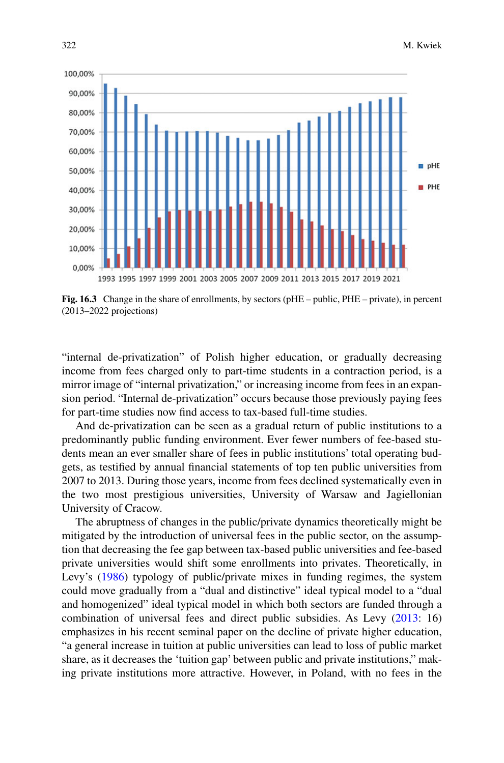Fig. 16.3 Change in the share of enrollments, by sectors (pHE – public, PHE – private), in percent (2013–2022 projections)

"internal de-privatization" of Polish higher education, or gradually decreasing income from fees charged only to part-time students in a contraction period, is a mirror image of "internal privatization," or increasing income from fees in an expansion period. "Internal de-privatization" occurs because those previously paying fees for part-time studies now find access to tax-based full-time studies.

And de-privatization can be seen as a gradual return of public institutions to a predominantly public funding environment. Ever fewer numbers of fee-based students mean an ever smaller share of fees in public institutions' total operating budgets, as testified by annual financial statements of top ten public universities from 2007 to 2013. During those years, income from fees declined systematically even in the two most prestigious universities, University of Warsaw and Jagiellonian University of Cracow.

The abruptness of changes in the public/private dynamics theoretically might be mitigated by the introduction of universal fees in the public sector, on the assumption that decreasing the fee gap between tax-based public universities and fee-based private universities would shift some enrollments into privates. Theoretically, in Levy's (1986) typology of public/private mixes in funding regimes, the system could move gradually from a "dual and distinctive" ideal typical model to a "dual and homogenized" ideal typical model in which both sectors are funded through a combination of universal fees and direct public subsidies. As Levy (2013: 16) emphasizes in his recent seminal paper on the decline of private higher education, "a general increase in tuition at public universities can lead to loss of public market share, as it decreases the 'tuition gap' between public and private institutions," making private institutions more attractive. However, in Poland, with no fees in the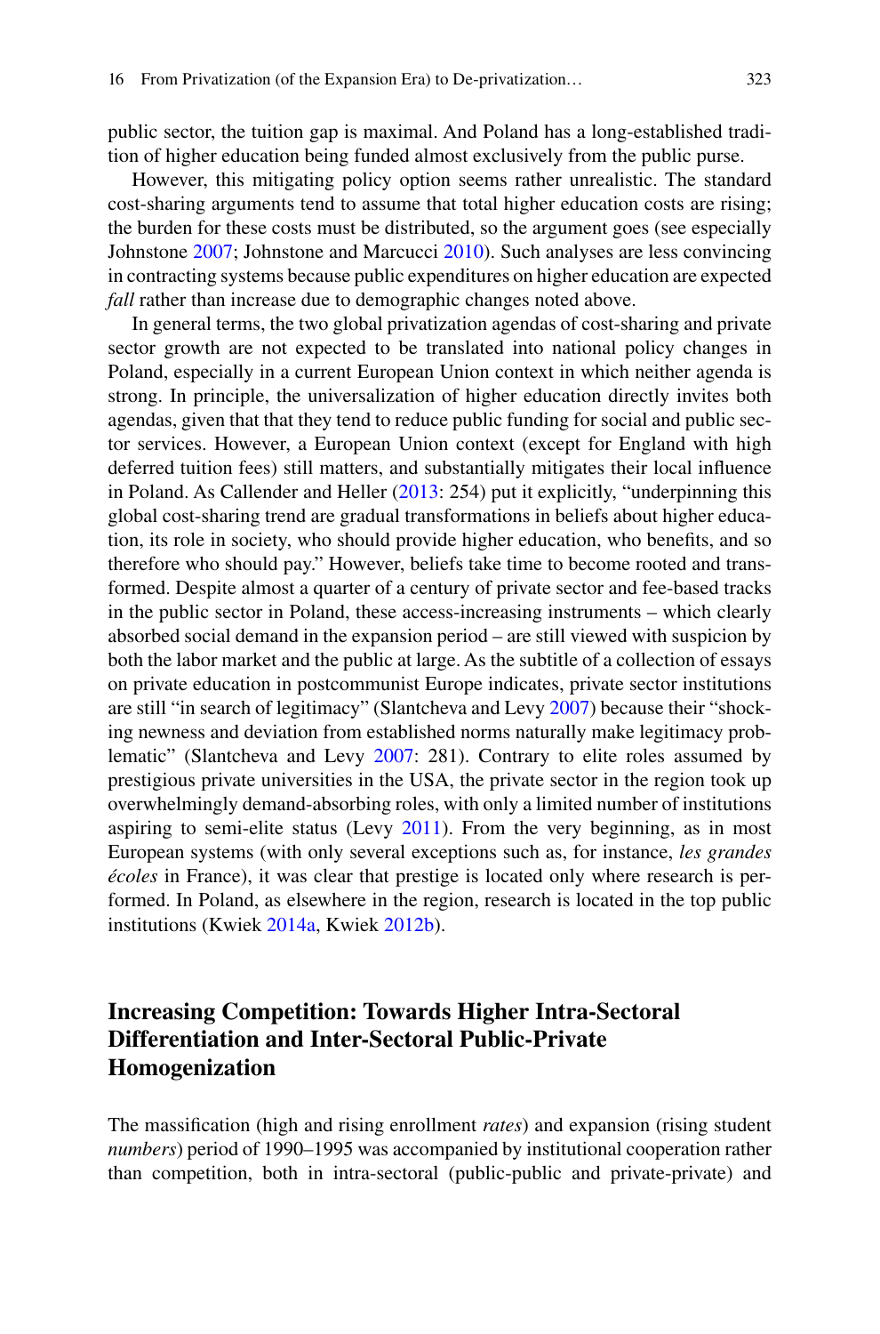public sector, the tuition gap is maximal. And Poland has a long-established tradition of higher education being funded almost exclusively from the public purse.

However, this mitigating policy option seems rather unrealistic. The standard cost-sharing arguments tend to assume that total higher education costs are rising; the burden for these costs must be distributed, so the argument goes (see especially Johnstone 2007; Johnstone and Marcucci 2010). Such analyses are less convincing in contracting systems because public expenditures on higher education are expected *fall* rather than increase due to demographic changes noted above.

In general terms, the two global privatization agendas of cost-sharing and private sector growth are not expected to be translated into national policy changes in Poland, especially in a current European Union context in which neither agenda is strong. In principle, the universalization of higher education directly invites both agendas, given that that they tend to reduce public funding for social and public sector services. However, a European Union context (except for England with high deferred tuition fees) still matters, and substantially mitigates their local influence in Poland. As Callender and Heller (2013: 254) put it explicitly, "underpinning this global cost-sharing trend are gradual transformations in beliefs about higher education, its role in society, who should provide higher education, who benefits, and so therefore who should pay." However, beliefs take time to become rooted and transformed. Despite almost a quarter of a century of private sector and fee-based tracks in the public sector in Poland, these access-increasing instruments – which clearly absorbed social demand in the expansion period – are still viewed with suspicion by both the labor market and the public at large. As the subtitle of a collection of essays on private education in postcommunist Europe indicates, private sector institutions are still "in search of legitimacy" (Slantcheva and Levy 2007) because their "shocking newness and deviation from established norms naturally make legitimacy problematic" (Slantcheva and Levy 2007: 281). Contrary to elite roles assumed by prestigious private universities in the USA, the private sector in the region took up overwhelmingly demand-absorbing roles, with only a limited number of institutions aspiring to semi-elite status (Levy 2011). From the very beginning, as in most European systems (with only several exceptions such as, for instance, *les grandes écoles* in France), it was clear that prestige is located only where research is performed. In Poland, as elsewhere in the region, research is located in the top public institutions (Kwiek 2014a, Kwiek 2012b).

## Increasing Competition: Towards Higher Intra-Sectoral Differentiation and Inter-Sectoral Public-Private Homogenization

The massification (high and rising enrollment *rates*) and expansion (rising student *numbers*) period of 1990–1995 was accompanied by institutional cooperation rather than competition, both in intra-sectoral (public-public and private-private) and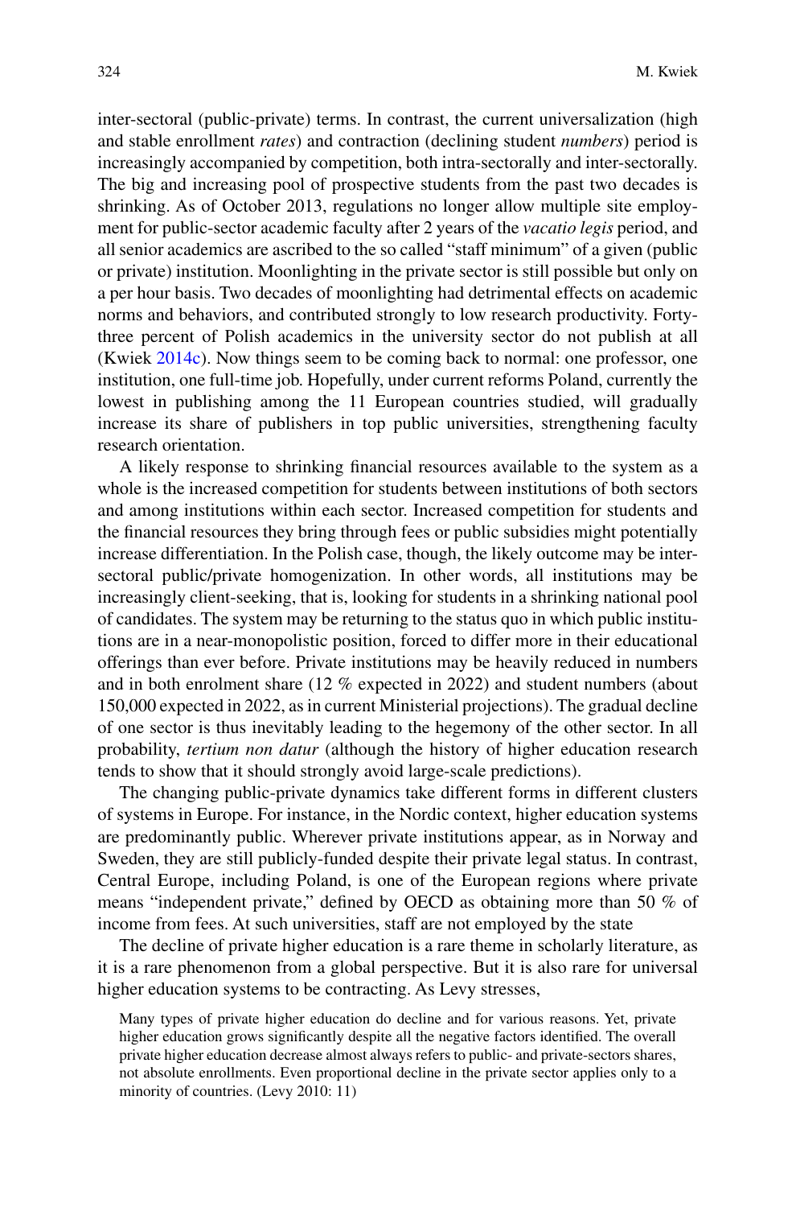inter-sectoral (public-private) terms. In contrast, the current universalization (high and stable enrollment *rates*) and contraction (declining student *numbers*) period is increasingly accompanied by competition, both intra-sectorally and inter-sectorally. The big and increasing pool of prospective students from the past two decades is shrinking. As of October 2013, regulations no longer allow multiple site employment for public-sector academic faculty after 2 years of the *vacatio legis* period, and all senior academics are ascribed to the so called "staff minimum" of a given (public or private) institution. Moonlighting in the private sector is still possible but only on a per hour basis. Two decades of moonlighting had detrimental effects on academic norms and behaviors, and contributed strongly to low research productivity. Forty-three percent of Polish academics in the university sector do not publish at all (Kwiek 2014c). Now things seem to be coming back to normal: one professor, one institution, one full-time job. Hopefully, under current reforms Poland, currently the lowest in publishing among the 11 European countries studied, will gradually increase its share of publishers in top public universities, strengthening faculty research orientation.

A likely response to shrinking financial resources available to the system as a whole is the increased competition for students between institutions of both sectors and among institutions within each sector. Increased competition for students and the financial resources they bring through fees or public subsidies might potentially increase differentiation. In the Polish case, though, the likely outcome may be inter-sectoral public/private homogenization. In other words, all institutions may be increasingly client-seeking, that is, looking for students in a shrinking national pool of candidates. The system may be returning to the status quo in which public institutions are in a near-monopolistic position, forced to differ more in their educational offerings than ever before. Private institutions may be heavily reduced in numbers and in both enrolment share (12 % expected in 2022) and student numbers (about 150,000 expected in 2022, as in current Ministerial projections). The gradual decline of one sector is thus inevitably leading to the hegemony of the other sector. In all probability, *tertium non datur* (although the history of higher education research tends to show that it should strongly avoid large-scale predictions).

The changing public-private dynamics take different forms in different clusters of systems in Europe. For instance, in the Nordic context, higher education systems are predominantly public. Wherever private institutions appear, as in Norway and Sweden, they are still publicly-funded despite their private legal status. In contrast, Central Europe, including Poland, is one of the European regions where private means "independent private," defined by OECD as obtaining more than 50 % of income from fees. At such universities, staff are not employed by the state

The decline of private higher education is a rare theme in scholarly literature, as it is a rare phenomenon from a global perspective. But it is also rare for universal higher education systems to be contracting. As Levy stresses,

> Many types of private higher education do decline and for various reasons. Yet, private higher education grows significantly despite all the negative factors identified. The overall private higher education decrease almost always refers to public- and private-sectors shares, not absolute enrollments. Even proportional decline in the private sector applies only to a minority of countries. (Levy 2010: 11)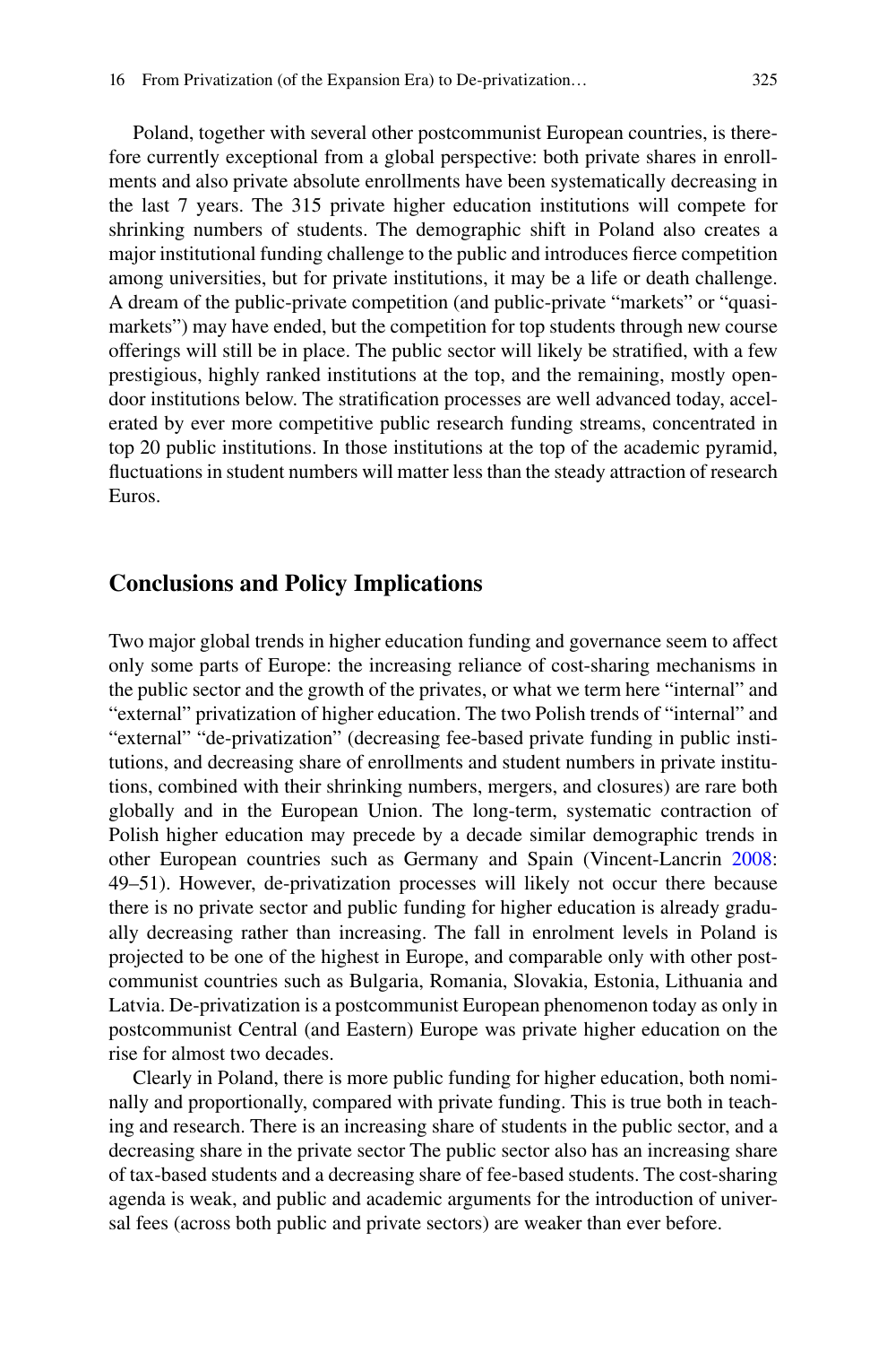Poland, together with several other postcommunist European countries, is therefore currently exceptional from a global perspective: both private shares in enrollments and also private absolute enrollments have been systematically decreasing in the last 7 years. The 315 private higher education institutions will compete for shrinking numbers of students. The demographic shift in Poland also creates a major institutional funding challenge to the public and introduces fierce competition among universities, but for private institutions, it may be a life or death challenge. A dream of the public-private competition (and public-private "markets" or "quasi-markets") may have ended, but the competition for top students through new course offerings will still be in place. The public sector will likely be stratified, with a few prestigious, highly ranked institutions at the top, and the remaining, mostly open-door institutions below. The stratification processes are well advanced today, accelerated by ever more competitive public research funding streams, concentrated in top 20 public institutions. In those institutions at the top of the academic pyramid, fluctuations in student numbers will matter less than the steady attraction of research Euros.

## Conclusions and Policy Implications

Two major global trends in higher education funding and governance seem to affect only some parts of Europe: the increasing reliance of cost-sharing mechanisms in the public sector and the growth of the privates, or what we term here "internal" and "external" privatization of higher education. The two Polish trends of "internal" and "external" "de-privatization" (decreasing fee-based private funding in public institutions, and decreasing share of enrollments and student numbers in private institutions, combined with their shrinking numbers, mergers, and closures) are rare both globally and in the European Union. The long-term, systematic contraction of Polish higher education may precede by a decade similar demographic trends in other European countries such as Germany and Spain (Vincent-Lancrin 2008: 49–51). However, de-privatization processes will likely not occur there because there is no private sector and public funding for higher education is already gradually decreasing rather than increasing. The fall in enrolment levels in Poland is projected to be one of the highest in Europe, and comparable only with other postcommunist countries such as Bulgaria, Romania, Slovakia, Estonia, Lithuania and Latvia. De-privatization is a postcommunist European phenomenon today as only in postcommunist Central (and Eastern) Europe was private higher education on the rise for almost two decades.

Clearly in Poland, there is more public funding for higher education, both nominally and proportionally, compared with private funding. This is true both in teaching and research. There is an increasing share of students in the public sector, and a decreasing share in the private sector The public sector also has an increasing share of tax-based students and a decreasing share of fee-based students. The cost-sharing agenda is weak, and public and academic arguments for the introduction of universal fees (across both public and private sectors) are weaker than ever before.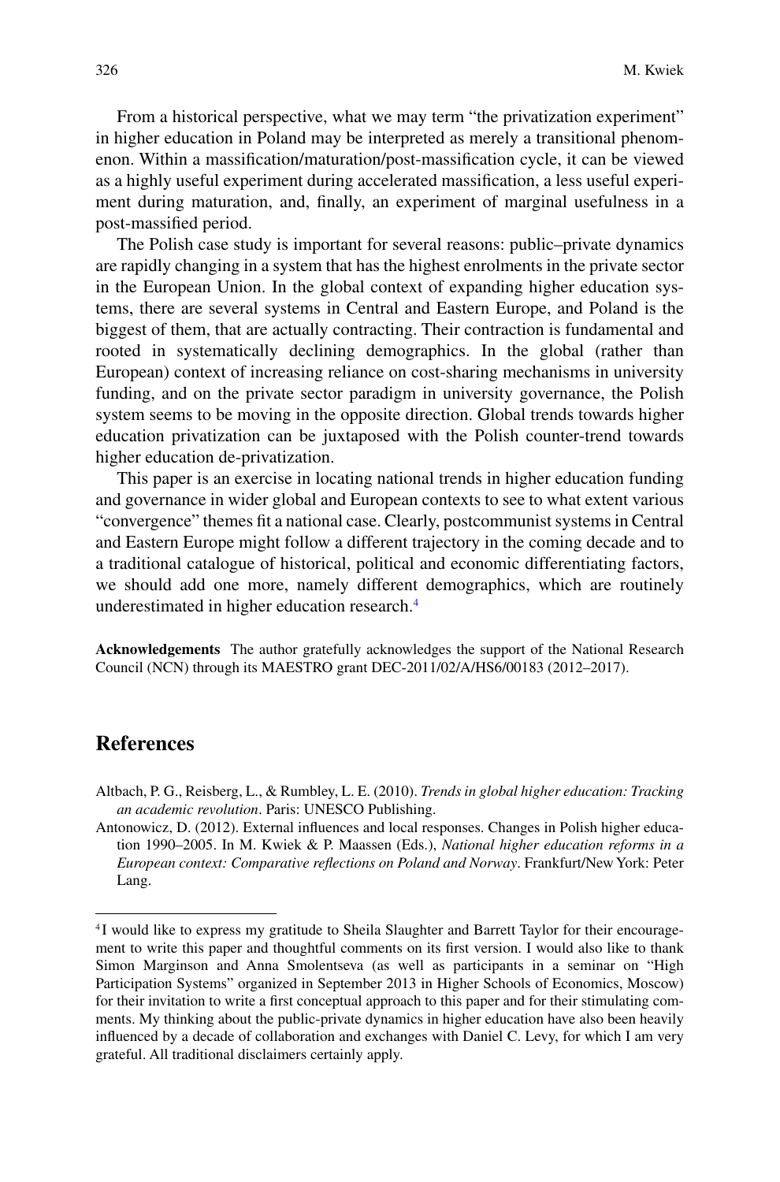From a historical perspective, what we may term "the privatization experiment" in higher education in Poland may be interpreted as merely a transitional phenomenon. Within a massification/maturation/post-massification cycle, it can be viewed as a highly useful experiment during accelerated massification, a less useful experiment during maturation, and, finally, an experiment of marginal usefulness in a post-massified period.

The Polish case study is important for several reasons: public–private dynamics are rapidly changing in a system that has the highest enrolments in the private sector in the European Union. In the global context of expanding higher education systems, there are several systems in Central and Eastern Europe, and Poland is the biggest of them, that are actually contracting. Their contraction is fundamental and rooted in systematically declining demographics. In the global (rather than European) context of increasing reliance on cost-sharing mechanisms in university funding, and on the private sector paradigm in university governance, the Polish system seems to be moving in the opposite direction. Global trends towards higher education privatization can be juxtaposed with the Polish counter-trend towards higher education de-privatization.

This paper is an exercise in locating national trends in higher education funding and governance in wider global and European contexts to see to what extent various "convergence" themes fit a national case. Clearly, postcommunist systems in Central and Eastern Europe might follow a different trajectory in the coming decade and to a traditional catalogue of historical, political and economic differentiating factors, we should add one more, namely different demographics, which are routinely underestimated in higher education research.[4]

**Acknowledgements** The author gratefully acknowledges the support of the National Research Council (NCN) through its MAESTRO grant DEC-2011/02/A/HS6/00183 (2012–2017).

## References

Altbach, P. G., Reisberg, L., & Rumbley, L. E. (2010). *Trends in global higher education: Tracking an academic revolution*. Paris: UNESCO Publishing.

Antonowicz, D. (2012). External influences and local responses. Changes in Polish higher education 1990–2005. In M. Kwiek & P. Maassen (Eds.), *National higher education reforms in a European context: Comparative reflections on Poland and Norway*. Frankfurt/New York: Peter Lang.

[4] I would like to express my gratitude to Sheila Slaughter and Barrett Taylor for their encouragement to write this paper and thoughtful comments on its first version. I would also like to thank Simon Marginson and Anna Smolentseva (as well as participants in a seminar on "High Participation Systems" organized in September 2013 in Higher Schools of Economics, Moscow) for their invitation to write a first conceptual approach to this paper and for their stimulating comments. My thinking about the public-private dynamics in higher education have also been heavily influenced by a decade of collaboration and exchanges with Daniel C. Levy, for which I am very grateful. All traditional disclaimers certainly apply.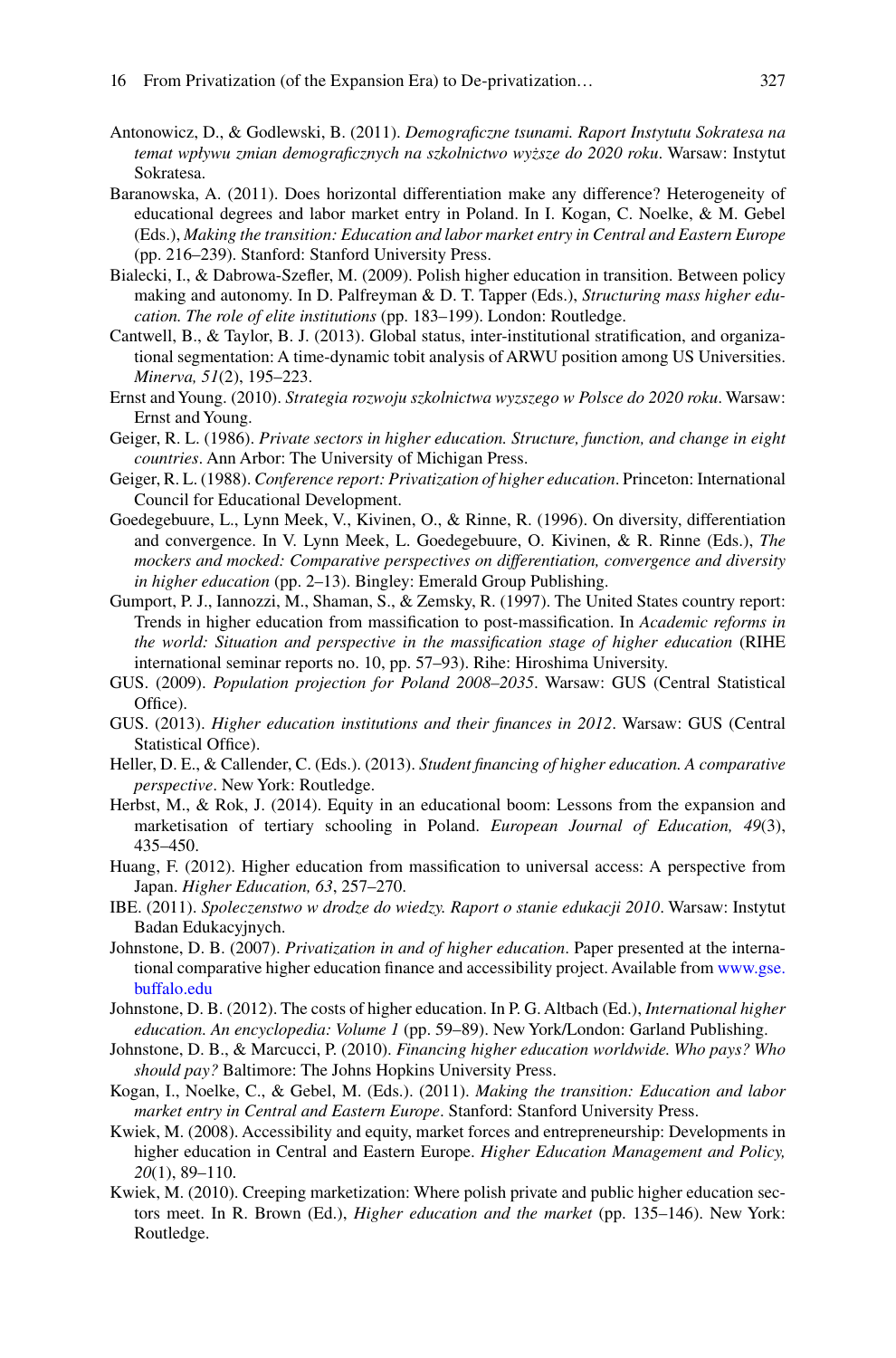Antonowicz, D., & Godlewski, B. (2011). *Demograficzne tsunami. Raport Instytutu Sokratesa na temat wpływu zmian demograficznych na szkolnictwo wyższe do 2020 roku*. Warsaw: Instytut Sokratesa.

Baranowska, A. (2011). Does horizontal differentiation make any difference? Heterogeneity of educational degrees and labor market entry in Poland. In I. Kogan, C. Noelke, & M. Gebel (Eds.), *Making the transition: Education and labor market entry in Central and Eastern Europe* (pp. 216–239). Stanford: Stanford University Press.

Bialecki, I., & Dabrowa-Szefler, M. (2009). Polish higher education in transition. Between policy making and autonomy. In D. Palfreyman & D. T. Tapper (Eds.), *Structuring mass higher education. The role of elite institutions* (pp. 183–199). London: Routledge.

Cantwell, B., & Taylor, B. J. (2013). Global status, inter-institutional stratification, and organizational segmentation: A time-dynamic tobit analysis of ARWU position among US Universities. *Minerva, 51*(2), 195–223.

Ernst and Young. (2010). *Strategia rozwoju szkolnictwa wyzszego w Polsce do 2020 roku*. Warsaw: Ernst and Young.

Geiger, R. L. (1986). *Private sectors in higher education. Structure, function, and change in eight countries*. Ann Arbor: The University of Michigan Press.

Geiger, R. L. (1988). *Conference report: Privatization of higher education*. Princeton: International Council for Educational Development.

Goedegebuure, L., Lynn Meek, V., Kivinen, O., & Rinne, R. (1996). On diversity, differentiation and convergence. In V. Lynn Meek, L. Goedegebuure, O. Kivinen, & R. Rinne (Eds.), *The mockers and mocked: Comparative perspectives on differentiation, convergence and diversity in higher education* (pp. 2–13). Bingley: Emerald Group Publishing.

Gumport, P. J., Iannozzi, M., Shaman, S., & Zemsky, R. (1997). The United States country report: Trends in higher education from massification to post-massification. In *Academic reforms in the world: Situation and perspective in the massification stage of higher education* (RIHE international seminar reports no. 10, pp. 57–93). Rihe: Hiroshima University.

GUS. (2009). *Population projection for Poland 2008–2035*. Warsaw: GUS (Central Statistical Office).

GUS. (2013). *Higher education institutions and their finances in 2012*. Warsaw: GUS (Central Statistical Office).

Heller, D. E., & Callender, C. (Eds.). (2013). *Student financing of higher education. A comparative perspective*. New York: Routledge.

Herbst, M., & Rok, J. (2014). Equity in an educational boom: Lessons from the expansion and marketisation of tertiary schooling in Poland. *European Journal of Education, 49*(3), 435–450.

Huang, F. (2012). Higher education from massification to universal access: A perspective from Japan. *Higher Education, 63*, 257–270.

IBE. (2011). *Spoleczenstwo w drodze do wiedzy. Raport o stanie edukacji 2010*. Warsaw: Instytut Badan Edukacyjnych.

Johnstone, D. B. (2007). *Privatization in and of higher education*. Paper presented at the international comparative higher education finance and accessibility project. Available from www.gse.buffalo.edu

Johnstone, D. B. (2012). The costs of higher education. In P. G. Altbach (Ed.), *International higher education. An encyclopedia: Volume 1* (pp. 59–89). New York/London: Garland Publishing.

Johnstone, D. B., & Marcucci, P. (2010). *Financing higher education worldwide. Who pays? Who should pay?* Baltimore: The Johns Hopkins University Press.

Kogan, I., Noelke, C., & Gebel, M. (Eds.). (2011). *Making the transition: Education and labor market entry in Central and Eastern Europe*. Stanford: Stanford University Press.

Kwiek, M. (2008). Accessibility and equity, market forces and entrepreneurship: Developments in higher education in Central and Eastern Europe. *Higher Education Management and Policy, 20*(1), 89–110.

Kwiek, M. (2010). Creeping marketization: Where polish private and public higher education sectors meet. In R. Brown (Ed.), *Higher education and the market* (pp. 135–146). New York: Routledge.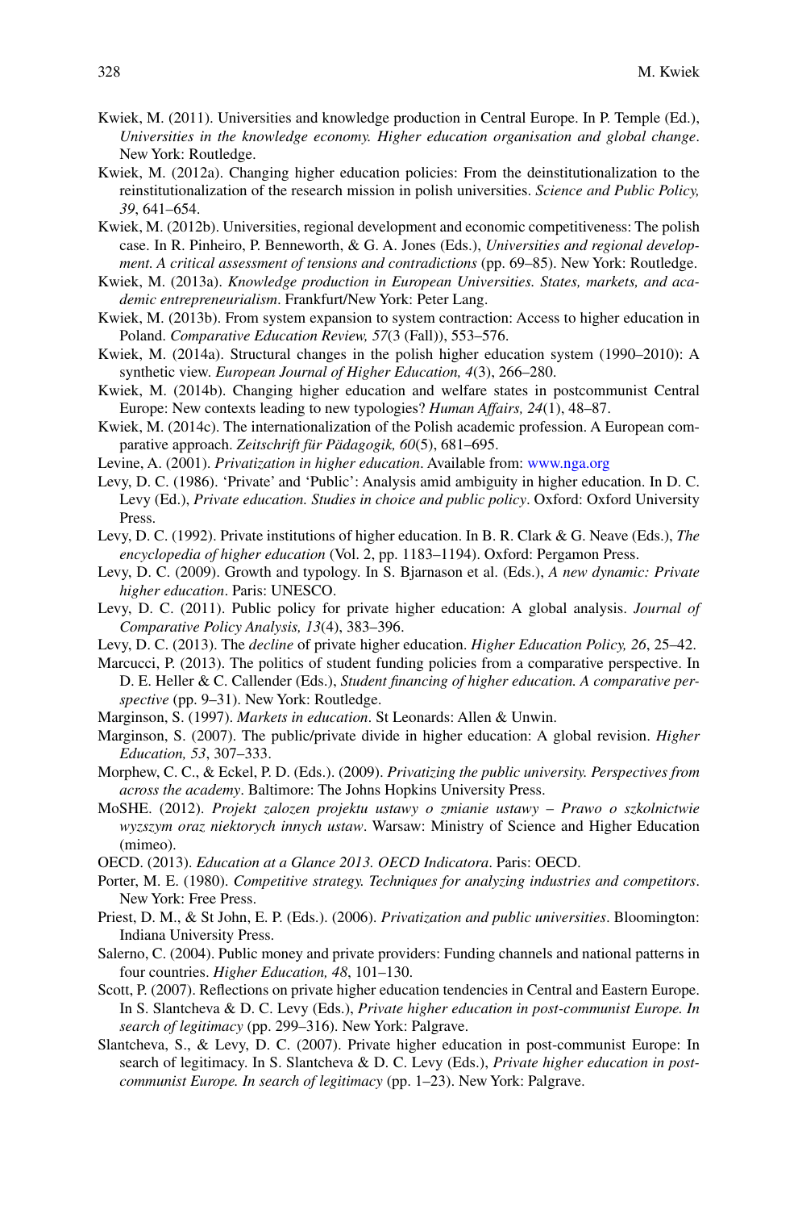Kwiek, M. (2011). Universities and knowledge production in Central Europe. In P. Temple (Ed.), *Universities in the knowledge economy. Higher education organisation and global change*. New York: Routledge.

Kwiek, M. (2012a). Changing higher education policies: From the deinstitutionalization to the reinstitutionalization of the research mission in polish universities. *Science and Public Policy, 39*, 641–654.

Kwiek, M. (2012b). Universities, regional development and economic competitiveness: The polish case. In R. Pinheiro, P. Benneworth, & G. A. Jones (Eds.), *Universities and regional development. A critical assessment of tensions and contradictions* (pp. 69–85). New York: Routledge.

Kwiek, M. (2013a). *Knowledge production in European Universities. States, markets, and academic entrepreneurialism*. Frankfurt/New York: Peter Lang.

Kwiek, M. (2013b). From system expansion to system contraction: Access to higher education in Poland. *Comparative Education Review, 57*(3 (Fall)), 553–576.

Kwiek, M. (2014a). Structural changes in the polish higher education system (1990–2010): A synthetic view. *European Journal of Higher Education, 4*(3), 266–280.

Kwiek, M. (2014b). Changing higher education and welfare states in postcommunist Central Europe: New contexts leading to new typologies? *Human Affairs, 24*(1), 48–87.

Kwiek, M. (2014c). The internationalization of the Polish academic profession. A European comparative approach. *Zeitschrift für Pädagogik, 60*(5), 681–695.

Levine, A. (2001). *Privatization in higher education*. Available from: www.nga.org

Levy, D. C. (1986). 'Private' and 'Public': Analysis amid ambiguity in higher education. In D. C. Levy (Ed.), *Private education. Studies in choice and public policy*. Oxford: Oxford University Press.

Levy, D. C. (1992). Private institutions of higher education. In B. R. Clark & G. Neave (Eds.), *The encyclopedia of higher education* (Vol. 2, pp. 1183–1194). Oxford: Pergamon Press.

Levy, D. C. (2009). Growth and typology. In S. Bjarnason et al. (Eds.), *A new dynamic: Private higher education*. Paris: UNESCO.

Levy, D. C. (2011). Public policy for private higher education: A global analysis. *Journal of Comparative Policy Analysis, 13*(4), 383–396.

Levy, D. C. (2013). The *decline* of private higher education. *Higher Education Policy, 26*, 25–42.

Marcucci, P. (2013). The politics of student funding policies from a comparative perspective. In D. E. Heller & C. Callender (Eds.), *Student financing of higher education. A comparative perspective* (pp. 9–31). New York: Routledge.

Marginson, S. (1997). *Markets in education*. St Leonards: Allen & Unwin.

Marginson, S. (2007). The public/private divide in higher education: A global revision. *Higher Education, 53*, 307–333.

Morphew, C. C., & Eckel, P. D. (Eds.). (2009). *Privatizing the public university. Perspectives from across the academy*. Baltimore: The Johns Hopkins University Press.

MoSHE. (2012). *Projekt zalozen projektu ustawy o zmianie ustawy – Prawo o szkolnictwie wyzszym oraz niektorych innych ustaw*. Warsaw: Ministry of Science and Higher Education (mimeo).

OECD. (2013). *Education at a Glance 2013. OECD Indicatora*. Paris: OECD.

Porter, M. E. (1980). *Competitive strategy. Techniques for analyzing industries and competitors*. New York: Free Press.

Priest, D. M., & St John, E. P. (Eds.). (2006). *Privatization and public universities*. Bloomington: Indiana University Press.

Salerno, C. (2004). Public money and private providers: Funding channels and national patterns in four countries. *Higher Education, 48*, 101–130.

Scott, P. (2007). Reflections on private higher education tendencies in Central and Eastern Europe. In S. Slantcheva & D. C. Levy (Eds.), *Private higher education in post-communist Europe. In search of legitimacy* (pp. 299–316). New York: Palgrave.

Slantcheva, S., & Levy, D. C. (2007). Private higher education in post-communist Europe: In search of legitimacy. In S. Slantcheva & D. C. Levy (Eds.), *Private higher education in post-communist Europe. In search of legitimacy* (pp. 1–23). New York: Palgrave.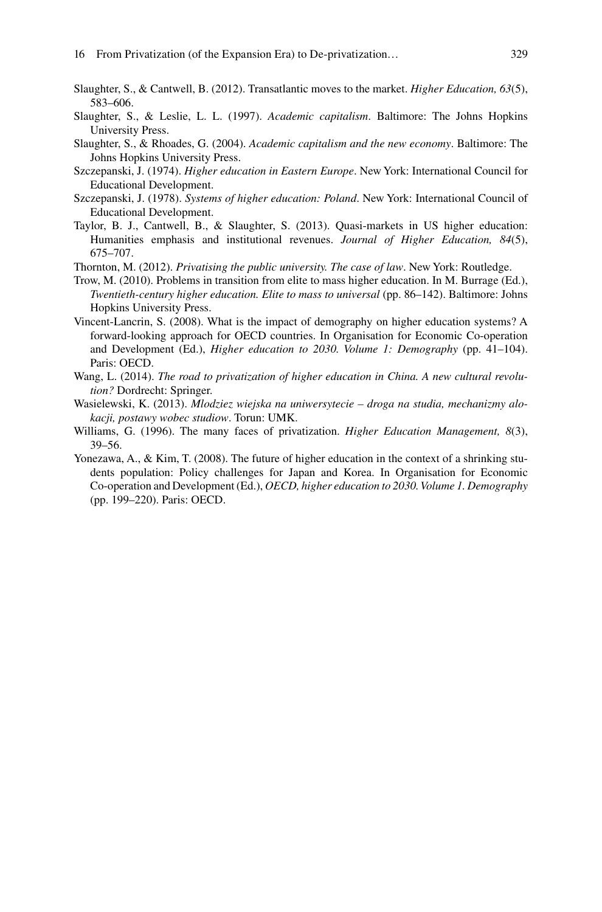Slaughter, S., & Cantwell, B. (2012). Transatlantic moves to the market. *Higher Education, 63*(5), 583–606.

Slaughter, S., & Leslie, L. L. (1997). *Academic capitalism*. Baltimore: The Johns Hopkins University Press.

Slaughter, S., & Rhoades, G. (2004). *Academic capitalism and the new economy*. Baltimore: The Johns Hopkins University Press.

Szczepanski, J. (1974). *Higher education in Eastern Europe*. New York: International Council for Educational Development.

Szczepanski, J. (1978). *Systems of higher education: Poland*. New York: International Council of Educational Development.

Taylor, B. J., Cantwell, B., & Slaughter, S. (2013). Quasi-markets in US higher education: Humanities emphasis and institutional revenues. *Journal of Higher Education, 84*(5), 675–707.

Thornton, M. (2012). *Privatising the public university. The case of law*. New York: Routledge.

Trow, M. (2010). Problems in transition from elite to mass higher education. In M. Burrage (Ed.), *Twentieth-century higher education. Elite to mass to universal* (pp. 86–142). Baltimore: Johns Hopkins University Press.

Vincent-Lancrin, S. (2008). What is the impact of demography on higher education systems? A forward-looking approach for OECD countries. In Organisation for Economic Co-operation and Development (Ed.), *Higher education to 2030. Volume 1: Demography* (pp. 41–104). Paris: OECD.

Wang, L. (2014). *The road to privatization of higher education in China. A new cultural revolution?* Dordrecht: Springer.

Wasielewski, K. (2013). *Mlodziez wiejska na uniwersytecie – droga na studia, mechanizmy alokacji, postawy wobec studiow*. Torun: UMK.

Williams, G. (1996). The many faces of privatization. *Higher Education Management, 8*(3), 39–56.

Yonezawa, A., & Kim, T. (2008). The future of higher education in the context of a shrinking students population: Policy challenges for Japan and Korea. In Organisation for Economic Co-operation and Development (Ed.), *OECD, higher education to 2030. Volume 1. Demography* (pp. 199–220). Paris: OECD.